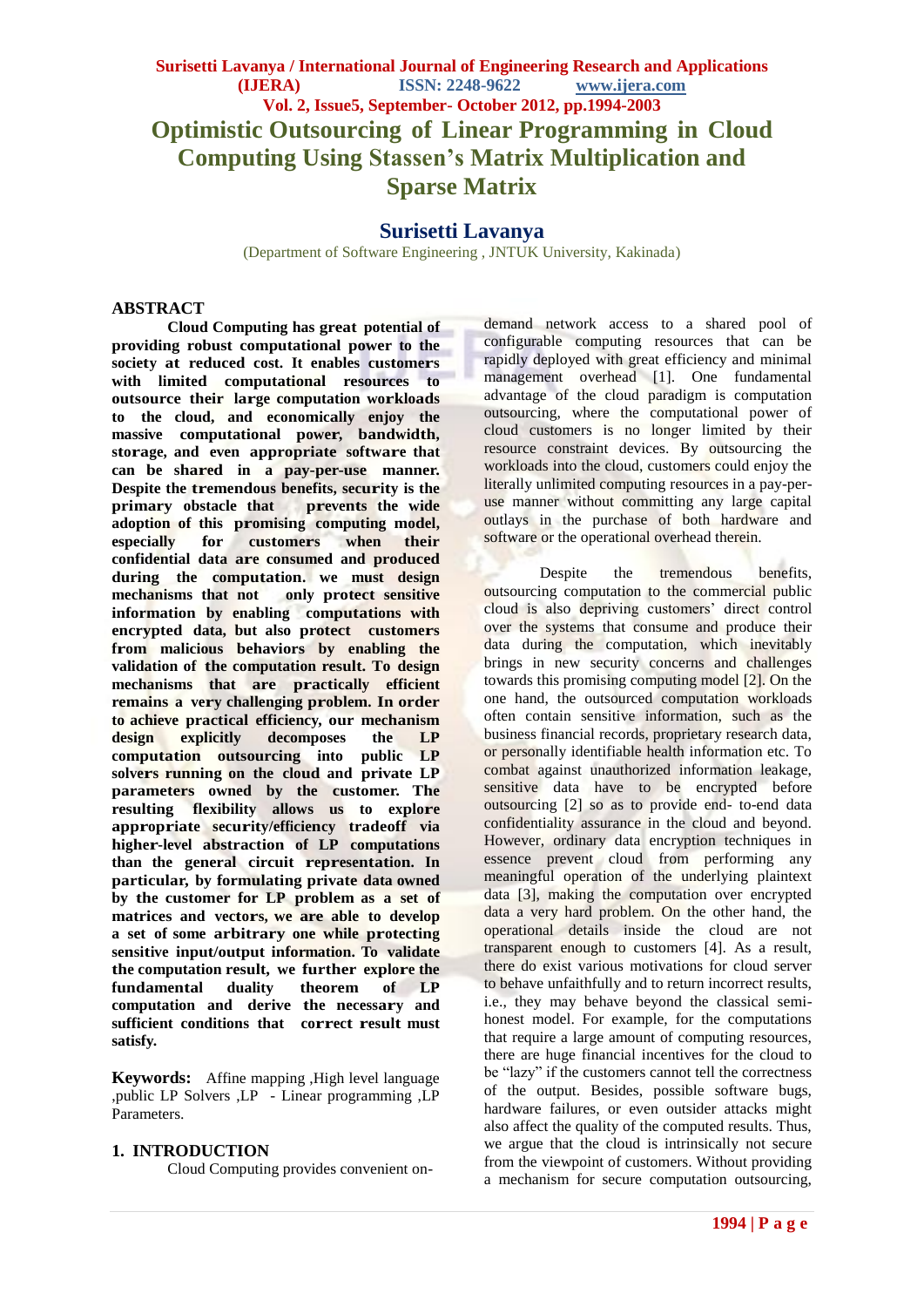# Optimistic Outsourcing of Linear Programming in Cloud Computing Using Stassen's Matrix Multiplication and Sparse Matrix

## Surisetti Lavanya

(Department of Software Engineering , JNTUK University, Kakinada)

## ABSTRACT

**Cloud Computing has great potential of providing robust computational power to the society at reduced cost. It enables customers with limited computational resources to outsource their large computation workloads to the cloud, and economically enjoy the massive computational power, bandwidth, storage, and even appropriate software that can be shared in a pay-per-use manner. Despite the tremendous benefits, security is the primary obstacle that prevents the wide adoption of this promising computing model, especially for customers when their confidential data are consumed and produced during the computation. we must design mechanisms that not only protect sensitive information by enabling computations with encrypted data, but also protect customers from malicious behaviors by enabling the validation of the computation result. To design mechanisms that are practically efficient remains a very challenging problem. In order to achieve practical efficiency, our mechanism design explicitly decomposes the LP computation outsourcing into public LP solvers running on the cloud and private LP parameters owned by the customer. The resulting flexibility allows us to explore appropriate security/efficiency tradeoff via higher-level abstraction of LP computations than the general circuit representation. In particular, by formulating private data owned by the customer for LP problem as a set of matrices and vectors, we are able to develop a set of some arbitrary one while protecting sensitive input/output information. To validate the computation result, we further explore the fundamental duality theorem of LP computation and derive the necessary and sufficient conditions that correct result must satisfy.**

**Keywords:** Affine mapping ,High level language ,public LP Solvers ,LP - Linear programming ,LP Parameters.

## 1. INTRODUCTION

Cloud Computing provides convenient on-demand network access to a shared pool of configurable computing resources that can be rapidly deployed with great efficiency and minimal management overhead [1]. One fundamental advantage of the cloud paradigm is computation outsourcing, where the computational power of cloud customers is no longer limited by their resource constraint devices. By outsourcing the workloads into the cloud, customers could enjoy the literally unlimited computing resources in a pay-per-use manner without committing any large capital outlays in the purchase of both hardware and software or the operational overhead therein.

Despite the tremendous benefits, outsourcing computation to the commercial public cloud is also depriving customers' direct control over the systems that consume and produce their data during the computation, which inevitably brings in new security concerns and challenges towards this promising computing model [2]. On the one hand, the outsourced computation workloads often contain sensitive information, such as the business financial records, proprietary research data, or personally identifiable health information etc. To combat against unauthorized information leakage, sensitive data have to be encrypted before outsourcing [2] so as to provide end- to-end data confidentiality assurance in the cloud and beyond. However, ordinary data encryption techniques in essence prevent cloud from performing any meaningful operation of the underlying plaintext data [3], making the computation over encrypted data a very hard problem. On the other hand, the operational details inside the cloud are not transparent enough to customers [4]. As a result, there do exist various motivations for cloud server to behave unfaithfully and to return incorrect results, i.e., they may behave beyond the classical semi-honest model. For example, for the computations that require a large amount of computing resources, there are huge financial incentives for the cloud to be "lazy" if the customers cannot tell the correctness of the output. Besides, possible software bugs, hardware failures, or even outsider attacks might also affect the quality of the computed results. Thus, we argue that the cloud is intrinsically not secure from the viewpoint of customers. Without providing a mechanism for secure computation outsourcing,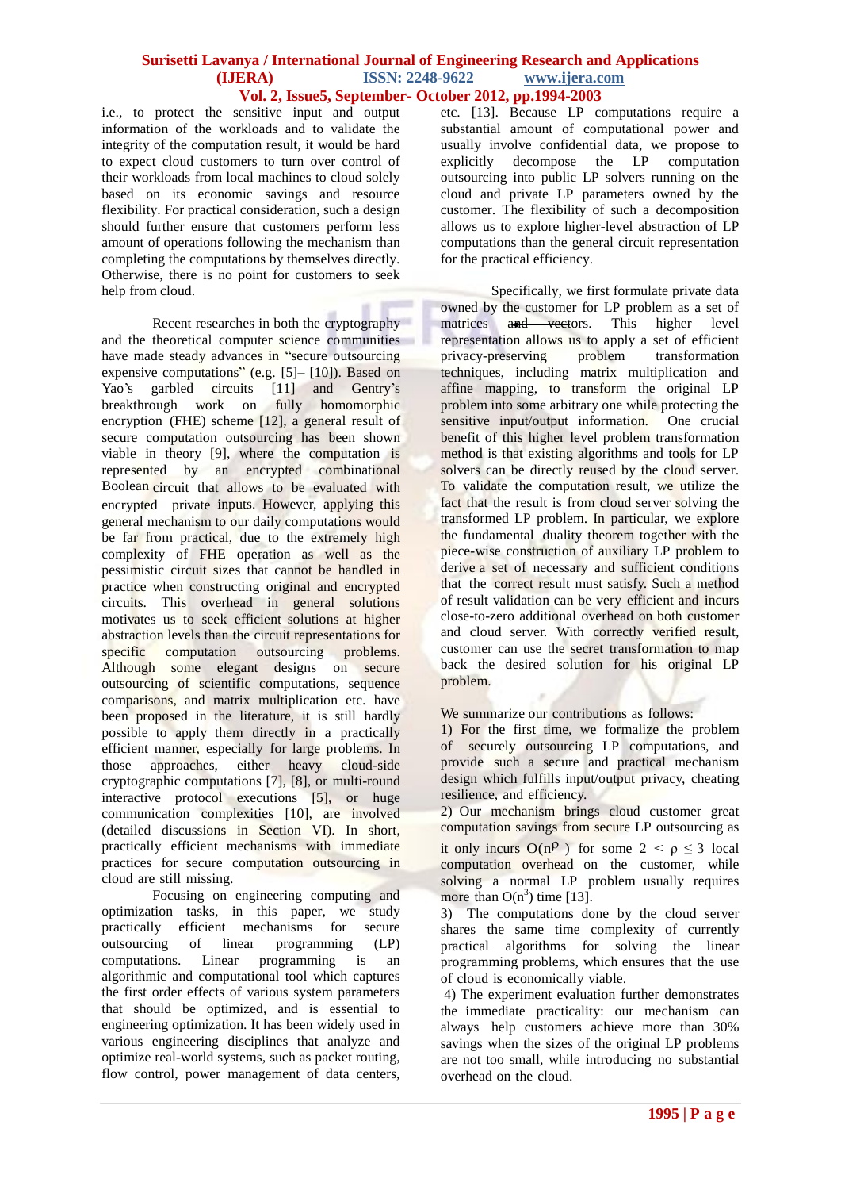i.e., to protect the sensitive input and output information of the workloads and to validate the integrity of the computation result, it would be hard to expect cloud customers to turn over control of their workloads from local machines to cloud solely based on its economic savings and resource flexibility. For practical consideration, such a design should further ensure that customers perform less amount of operations following the mechanism than completing the computations by themselves directly. Otherwise, there is no point for customers to seek help from cloud.

Recent researches in both the cryptography and the theoretical computer science communities have made steady advances in "secure outsourcing expensive computations" (e.g. [5]– [10]). Based on Yao's garbled circuits [11] and Gentry's breakthrough work on fully homomorphic encryption (FHE) scheme [12], a general result of secure computation outsourcing has been shown viable in theory [9], where the computation is represented by an encrypted combinational Boolean circuit that allows to be evaluated with encrypted private inputs. However, applying this general mechanism to our daily computations would be far from practical, due to the extremely high complexity of FHE operation as well as the pessimistic circuit sizes that cannot be handled in practice when constructing original and encrypted circuits. This overhead in general solutions motivates us to seek efficient solutions at higher abstraction levels than the circuit representations for specific computation outsourcing problems. Although some elegant designs on secure outsourcing of scientific computations, sequence comparisons, and matrix multiplication etc. have been proposed in the literature, it is still hardly possible to apply them directly in a practically efficient manner, especially for large problems. In those approaches, either heavy cloud-side cryptographic computations [7], [8], or multi-round interactive protocol executions [5], or huge communication complexities [10], are involved (detailed discussions in Section VI). In short, practically efficient mechanisms with immediate practices for secure computation outsourcing in cloud are still missing.

Focusing on engineering computing and optimization tasks, in this paper, we study practically efficient mechanisms for secure outsourcing of linear programming (LP) computations. Linear programming is an algorithmic and computational tool which captures the first order effects of various system parameters that should be optimized, and is essential to engineering optimization. It has been widely used in various engineering disciplines that analyze and optimize real-world systems, such as packet routing, flow control, power management of data centers, etc. [13]. Because LP computations require a substantial amount of computational power and usually involve confidential data, we propose to explicitly decompose the LP computation outsourcing into public LP solvers running on the cloud and private LP parameters owned by the customer. The flexibility of such a decomposition allows us to explore higher-level abstraction of LP computations than the general circuit representation for the practical efficiency.

Specifically, we first formulate private data owned by the customer for LP problem as a set of matrices ~~and vectors~~. This higher level representation allows us to apply a set of efficient privacy-preserving problem transformation techniques, including matrix multiplication and affine mapping, to transform the original LP problem into some arbitrary one while protecting the sensitive input/output information. One crucial benefit of this higher level problem transformation method is that existing algorithms and tools for LP solvers can be directly reused by the cloud server. To validate the computation result, we utilize the fact that the result is from cloud server solving the transformed LP problem. In particular, we explore the fundamental duality theorem together with the piece-wise construction of auxiliary LP problem to derive a set of necessary and sufficient conditions that the correct result must satisfy. Such a method of result validation can be very efficient and incurs close-to-zero additional overhead on both customer and cloud server. With correctly verified result, customer can use the secret transformation to map back the desired solution for his original LP problem.

We summarize our contributions as follows:

1) For the first time, we formalize the problem of securely outsourcing LP computations, and provide such a secure and practical mechanism design which fulfills input/output privacy, cheating resilience, and efficiency.

2) Our mechanism brings cloud customer great computation savings from secure LP outsourcing as it only incurs $O(n^{\rho})$ for some $2 < \rho \leq 3$ local computation overhead on the customer, while solving a normal LP problem usually requires more than $O(n^3)$ time [13].

3) The computations done by the cloud server shares the same time complexity of currently practical algorithms for solving the linear programming problems, which ensures that the use of cloud is economically viable.

4) The experiment evaluation further demonstrates the immediate practicality: our mechanism can always help customers achieve more than 30% savings when the sizes of the original LP problems are not too small, while introducing no substantial overhead on the cloud.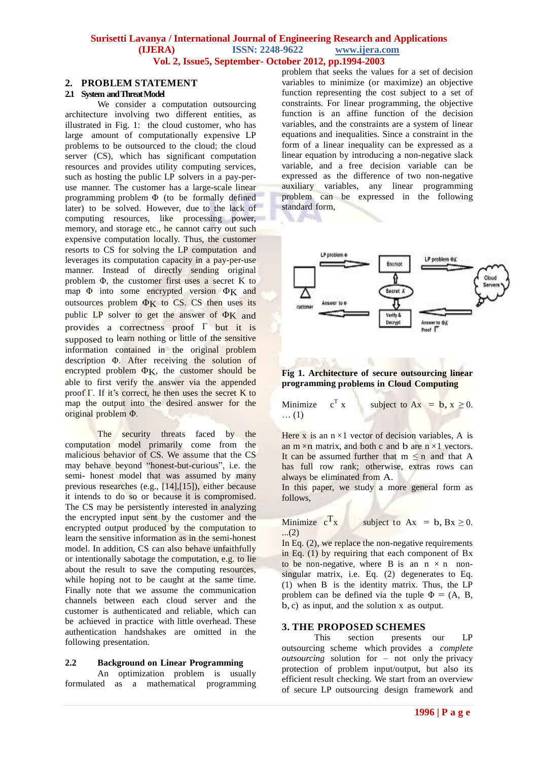## 2. PROBLEM STATEMENT

### 2.1 System and Threat Model

We consider a computation outsourcing architecture involving two different entities, as illustrated in Fig. 1: the cloud customer, who has large amount of computationally expensive LP problems to be outsourced to the cloud; the cloud server (CS), which has significant computation resources and provides utility computing services, such as hosting the public LP solvers in a pay-per-use manner. The customer has a large-scale linear programming problem $\Phi$ (to be formally defined later) to be solved. However, due to the lack of computing resources, like processing power, memory, and storage etc., he cannot carry out such expensive computation locally. Thus, the customer resorts to CS for solving the LP computation and leverages its computation capacity in a pay-per-use manner. Instead of directly sending original problem $\Phi$, the customer first uses a secret K to map $\Phi$ into some encrypted version $\Phi_K$ and outsources problem $\Phi_K$ to CS. CS then uses its public LP solver to get the answer of $\Phi_K$ and provides a correctness proof $\Gamma$ but it is supposed to learn nothing or little of the sensitive information contained in the original problem description $\Phi$. After receiving the solution of encrypted problem $\Phi_K$, the customer should be able to first verify the answer via the appended proof $\Gamma$. If it's correct, he then uses the secret K to map the output into the desired answer for the original problem $\Phi$.

The security threats faced by the computation model primarily come from the malicious behavior of CS. We assume that the CS may behave beyond "honest-but-curious", i.e. the semi- honest model that was assumed by many previous researches (e.g., [14],[15]), either because it intends to do so or because it is compromised. The CS may be persistently interested in analyzing the encrypted input sent by the customer and the encrypted output produced by the computation to learn the sensitive information as in the semi-honest model. In addition, CS can also behave unfaithfully or intentionally sabotage the computation, e.g. to lie about the result to save the computing resources, while hoping not to be caught at the same time. Finally note that we assume the communication channels between each cloud server and the customer is authenticated and reliable, which can be achieved in practice with little overhead. These authentication handshakes are omitted in the following presentation.

### 2.2 Background on Linear Programming

An optimization problem is usually formulated as a mathematical programming problem that seeks the values for a set of decision variables to minimize (or maximize) an objective function representing the cost subject to a set of constraints. For linear programming, the objective function is an affine function of the decision variables, and the constraints are a system of linear equations and inequalities. Since a constraint in the form of a linear inequality can be expressed as a linear equation by introducing a non-negative slack variable, and a free decision variable can be expressed as the difference of two non-negative auxiliary variables, any linear programming problem can be expressed in the following standard form,

**Fig 1. Architecture of secure outsourcing linear programming problems in Cloud Computing**

$$\text{Minimize} \quad c^T x \qquad \text{subject to } Ax = b,\ x \geq 0. \quad \ldots (1)$$

Here $x$ is an $n \times 1$ vector of decision variables, $A$ is an $m \times n$ matrix, and both $c$ and $b$ are $n \times 1$ vectors. It can be assumed further that $m \leq n$ and that the LP has full row rank; otherwise, extras rows can always be eliminated from $A$.

In this paper, we study a more general form as follows,

$$\text{Minimize} \quad c^T x \qquad \text{subject to } Ax = b,\ Bx \geq 0. \quad \ldots (2)$$

In Eq. (2), we replace the non-negative requirements in Eq. (1) by requiring that each component of $Bx$ to be non-negative, where $B$ is an $n \times n$ non-singular matrix, i.e. Eq. (2) degenerates to Eq. (1) when $B$ is the identity matrix. Thus, the LP problem can be defined via the tuple $\Phi = (A, B, b, c)$ as input, and the solution $x$ as output.

## 3. THE PROPOSED SCHEMES

This section presents our LP outsourcing scheme which provides a *complete outsourcing* solution for – not only the privacy protection of problem input/output, but also its efficient result checking. We start from an overview of secure LP outsourcing design framework and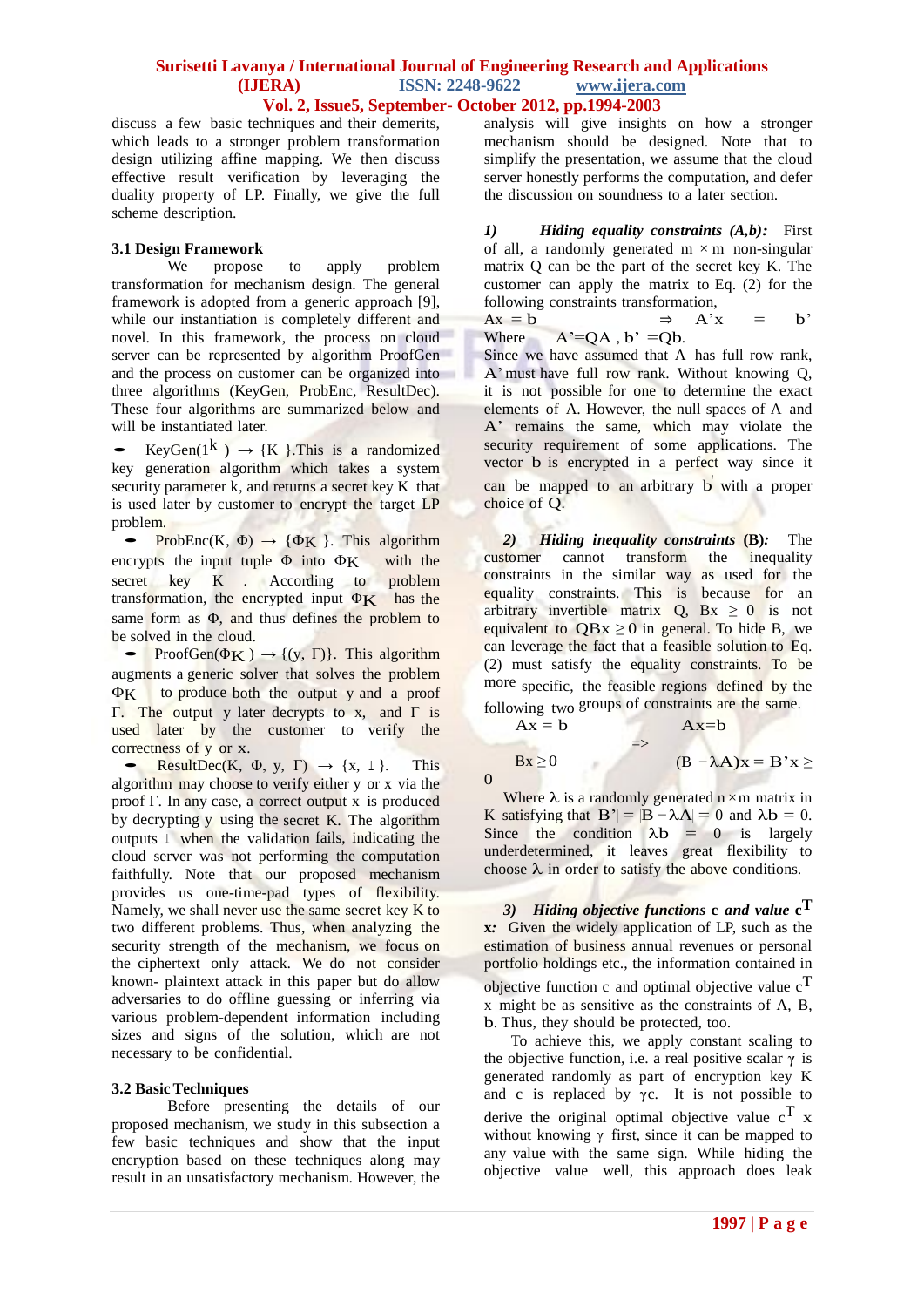discuss a few basic techniques and their demerits, which leads to a stronger problem transformation design utilizing affine mapping. We then discuss effective result verification by leveraging the duality property of LP. Finally, we give the full scheme description.

### 3.1 Design Framework

We propose to apply problem transformation for mechanism design. The general framework is adopted from a generic approach [9], while our instantiation is completely different and novel. In this framework, the process on cloud server can be represented by algorithm ProofGen and the process on customer can be organized into three algorithms (KeyGen, ProbEnc, ResultDec). These four algorithms are summarized below and will be instantiated later.

- KeyGen($1^k$) → {K }.This is a randomized key generation algorithm which takes a system security parameter k, and returns a secret key K that is used later by customer to encrypt the target LP problem.
- ProbEnc(K, Φ) → {$\Phi_K$ }. This algorithm encrypts the input tuple Φ into $\Phi_K$ with the secret key K . According to problem transformation, the encrypted input $\Phi_K$ has the same form as Φ, and thus defines the problem to be solved in the cloud.
- ProofGen($\Phi_K$ ) → {(y, Γ)}. This algorithm augments a generic solver that solves the problem $\Phi_K$ to produce both the output y and a proof Γ. The output y later decrypts to x, and Γ is used later by the customer to verify the correctness of y or x.
- ResultDec(K, Φ, y, Γ) → {x, ⊥ }. This algorithm may choose to verify either y or x via the proof Γ. In any case, a correct output x is produced by decrypting y using the secret K. The algorithm outputs ⊥ when the validation fails, indicating the cloud server was not performing the computation faithfully. Note that our proposed mechanism provides us one-time-pad types of flexibility. Namely, we shall never use the same secret key K to two different problems. Thus, when analyzing the security strength of the mechanism, we focus on the ciphertext only attack. We do not consider known- plaintext attack in this paper but do allow adversaries to do offline guessing or inferring via various problem-dependent information including sizes and signs of the solution, which are not necessary to be confidential.

### 3.2 Basic Techniques

Before presenting the details of our proposed mechanism, we study in this subsection a few basic techniques and show that the input encryption based on these techniques along may result in an unsatisfactory mechanism. However, the analysis will give insights on how a stronger mechanism should be designed. Note that to simplify the presentation, we assume that the cloud server honestly performs the computation, and defer the discussion on soundness to a later section.

***1) Hiding equality constraints (A,b):*** First of all, a randomly generated m × m non-singular matrix Q can be the part of the secret key K. The customer can apply the matrix to Eq. (2) for the following constraints transformation,

$$Ax = b \quad \Rightarrow \quad A'x = b'$$

Where $A' = QA$ , $b' = Qb$.

Since we have assumed that A has full row rank, A' must have full row rank. Without knowing Q, it is not possible for one to determine the exact elements of A. However, the null spaces of A and A' remains the same, which may violate the security requirement of some applications. The vector b is encrypted in a perfect way since it can be mapped to an arbitrary b' with a proper choice of Q.

***2) Hiding inequality constraints* (B):** The customer cannot transform the inequality constraints in the similar way as used for the equality constraints. This is because for an arbitrary invertible matrix Q, $Bx \geq 0$ is not equivalent to $QBx \geq 0$ in general. To hide B, we can leverage the fact that a feasible solution to Eq. (2) must satisfy the equality constraints. To be more specific, the feasible regions defined by the following two groups of constraints are the same.

$$\begin{array}{lcl} Ax = b & & Ax=b \\ & \Rightarrow & \\ Bx \geq 0 & & (B - \lambda A)x = B'x \geq 0 \end{array}$$

Where λ is a randomly generated n × m matrix in K satisfying that $|B'| = |B - \lambda A| = 0$ and $\lambda b = 0$. Since the condition $\lambda b = 0$ is largely underdetermined, it leaves great flexibility to choose λ in order to satisfy the above conditions.

***3) Hiding objective functions*** **c** ***and value*** $\mathbf{c^T x}$***:*** Given the widely application of LP, such as the estimation of business annual revenues or personal portfolio holdings etc., the information contained in objective function c and optimal objective value $c^T x$ might be as sensitive as the constraints of A, B, b. Thus, they should be protected, too.

To achieve this, we apply constant scaling to the objective function, i.e. a real positive scalar γ is generated randomly as part of encryption key K and c is replaced by γc. It is not possible to derive the original optimal objective value $c^T x$ without knowing γ first, since it can be mapped to any value with the same sign. While hiding the objective value well, this approach does leak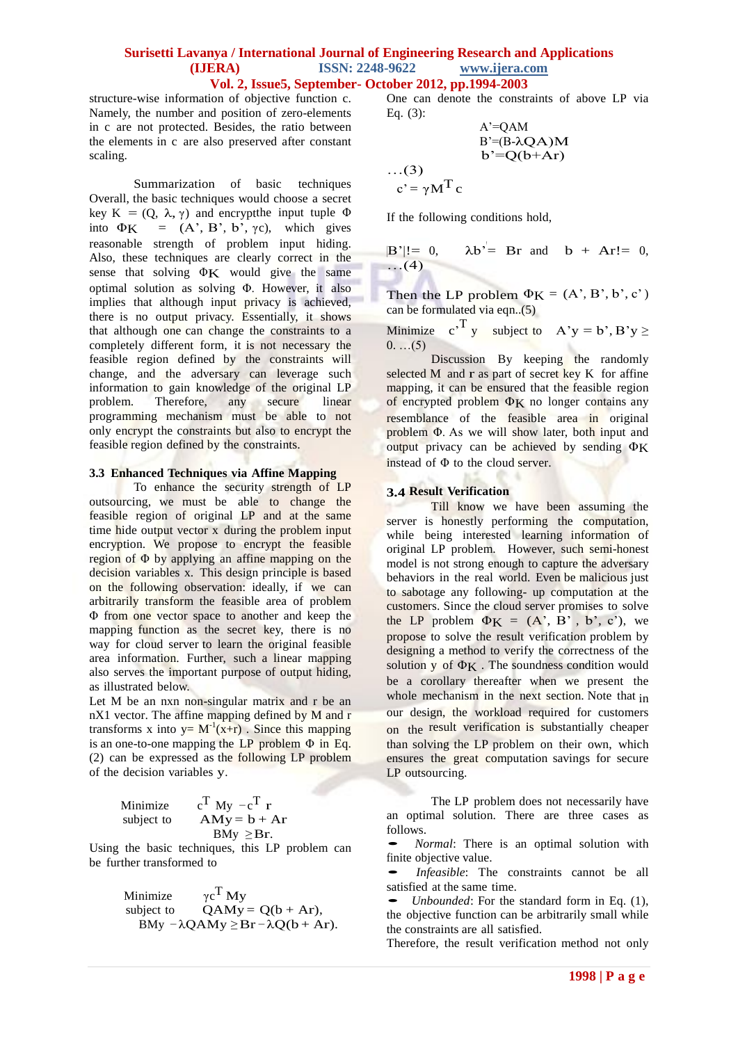structure-wise information of objective function c. Namely, the number and position of zero-elements in c are not protected. Besides, the ratio between the elements in c are also preserved after constant scaling.

Summarization of basic techniques

Overall, the basic techniques would choose a secret key $K = (Q, \lambda, \gamma)$ and encryptthe input tuple $\Phi$ into $\Phi_K = (A', B', b', \gamma c)$, which gives reasonable strength of problem input hiding. Also, these techniques are clearly correct in the sense that solving $\Phi_K$ would give the same optimal solution as solving $\Phi$. However, it also implies that although input privacy is achieved, there is no output privacy. Essentially, it shows that although one can change the constraints to a completely different form, it is not necessary the feasible region defined by the constraints will change, and the adversary can leverage such information to gain knowledge of the original LP problem. Therefore, any secure linear programming mechanism must be able to not only encrypt the constraints but also to encrypt the feasible region defined by the constraints.

### 3.3 Enhanced Techniques via Affine Mapping

To enhance the security strength of LP outsourcing, we must be able to change the feasible region of original LP and at the same time hide output vector x during the problem input encryption. We propose to encrypt the feasible region of $\Phi$ by applying an affine mapping on the decision variables x. This design principle is based on the following observation: ideally, if we can arbitrarily transform the feasible area of problem $\Phi$ from one vector space to another and keep the mapping function as the secret key, there is no way for cloud server to learn the original feasible area information. Further, such a linear mapping also serves the important purpose of output hiding, as illustrated below.

Let M be an nxn non-singular matrix and r be an nX1 vector. The affine mapping defined by M and r transforms x into $y = M^{-1}(x+r)$ . Since this mapping is an one-to-one mapping the LP problem $\Phi$ in Eq. (2) can be expressed as the following LP problem of the decision variables y.

$$
\begin{aligned}
\text{Minimize} \quad & c^T My - c^T r \\
\text{subject to} \quad & AMy = b + Ar \\
& BMy \geq Br.
\end{aligned}
$$

Using the basic techniques, this LP problem can be further transformed to

$$
\begin{aligned}
\text{Minimize} \quad & \gamma c^T My \\
\text{subject to} \quad & QAMy = Q(b + Ar), \\
& BMy - \lambda QAMy \geq Br - \lambda Q(b + Ar).
\end{aligned}
$$

One can denote the constraints of above LP via Eq. (3):

$$
\begin{aligned}
A' &= QAM \\
B' &= (B-\lambda QA)M \\
b' &= Q(b+Ar) \qquad \ldots(3) \\
c' &= \gamma M^T c
\end{aligned}
$$

If the following conditions hold,

$|B'| != 0, \quad \lambda b' = Br$ and $b + Ar != 0, \quad \ldots(4)$

Then the LP problem $\Phi_K = (A', B', b', c')$ can be formulated via eqn..(5)

Minimize $c'^T y$ subject to $A'y = b', B'y \geq 0. \ldots(5)$

Discussion By keeping the randomly selected M and r as part of secret key K for affine mapping, it can be ensured that the feasible region of encrypted problem $\Phi_K$ no longer contains any resemblance of the feasible area in original problem $\Phi$. As we will show later, both input and output privacy can be achieved by sending $\Phi_K$ instead of $\Phi$ to the cloud server.

### 3.4 Result Verification

Till know we have been assuming the server is honestly performing the computation, while being interested learning information of original LP problem. However, such semi-honest model is not strong enough to capture the adversary behaviors in the real world. Even be malicious just to sabotage any following- up computation at the customers. Since the cloud server promises to solve the LP problem $\Phi_K = (A', B', b', c')$, we propose to solve the result verification problem by designing a method to verify the correctness of the solution y of $\Phi_K$ . The soundness condition would be a corollary thereafter when we present the whole mechanism in the next section. Note that in our design, the workload required for customers on the result verification is substantially cheaper than solving the LP problem on their own, which ensures the great computation savings for secure LP outsourcing.

The LP problem does not necessarily have an optimal solution. There are three cases as follows.

- *Normal*: There is an optimal solution with finite objective value.
- *Infeasible*: The constraints cannot be all satisfied at the same time.
- *Unbounded*: For the standard form in Eq. (1), the objective function can be arbitrarily small while the constraints are all satisfied.

Therefore, the result verification method not only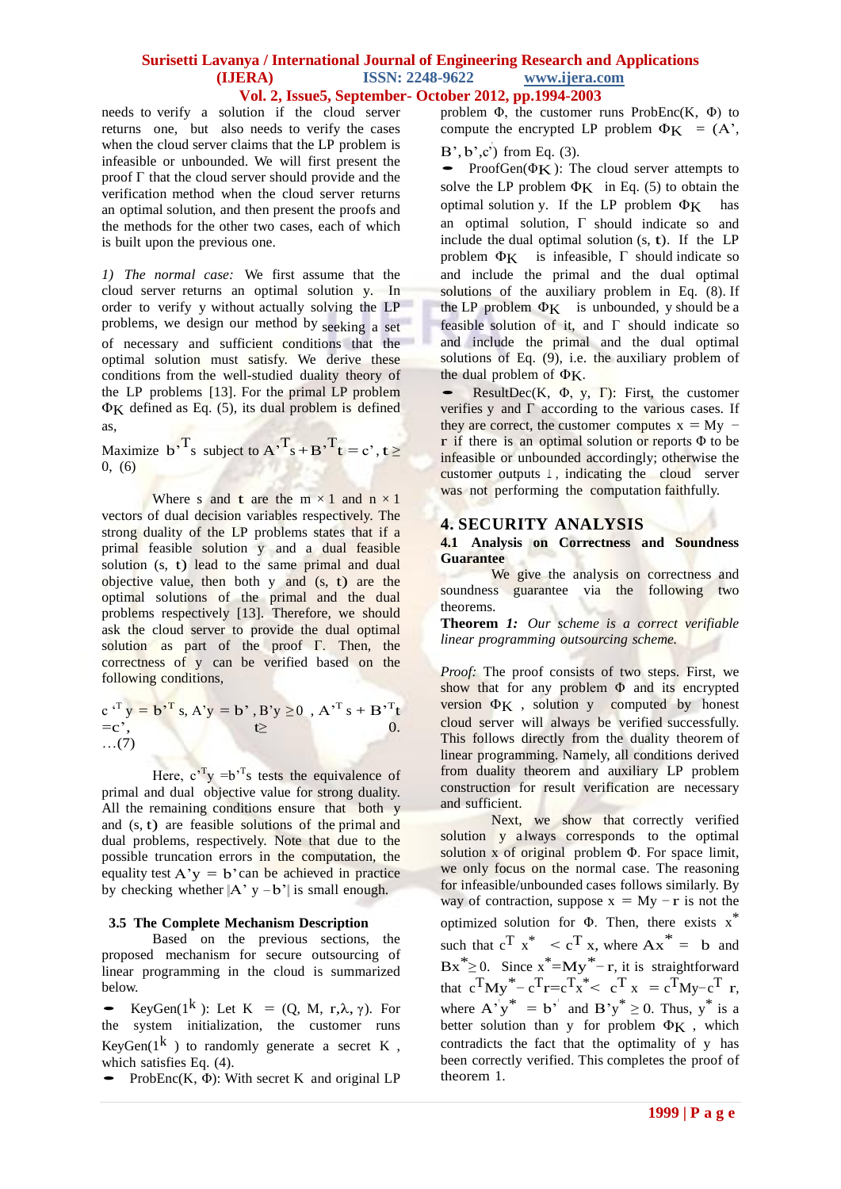needs to verify a solution if the cloud server returns one, but also needs to verify the cases when the cloud server claims that the LP problem is infeasible or unbounded. We will first present the proof Γ that the cloud server should provide and the verification method when the cloud server returns an optimal solution, and then present the proofs and the methods for the other two cases, each of which is built upon the previous one.

*1) The normal case:* We first assume that the cloud server returns an optimal solution y. In order to verify y without actually solving the LP problems, we design our method by seeking a set of necessary and sufficient conditions that the optimal solution must satisfy. We derive these conditions from the well-studied duality theory of the LP problems [13]. For the primal LP problem $\Phi_K$ defined as Eq. (5), its dual problem is defined as,

Maximize $b'^T s$ subject to $A'^T s + B'^T t = c'$, $t \geq 0$, (6)

Where s and **t** are the m × 1 and n × 1 vectors of dual decision variables respectively. The strong duality of the LP problems states that if a primal feasible solution y and a dual feasible solution (s, **t**) lead to the same primal and dual objective value, then both y and (s, **t**) are the optimal solutions of the primal and the dual problems respectively [13]. Therefore, we should ask the cloud server to provide the dual optimal solution as part of the proof Γ. Then, the correctness of y can be verified based on the following conditions,

$$c'^T y = b'^T s,\ A'y = b',\ B'y \geq 0,\ A'^T s + B'^T t = c',\ t \geq 0. \quad \ldots(7)$$

Here, $c'^T y = b'^T s$ tests the equivalence of primal and dual objective value for strong duality. All the remaining conditions ensure that both y and (s, **t**) are feasible solutions of the primal and dual problems, respectively. Note that due to the possible truncation errors in the computation, the equality test $A'y = b'$ can be achieved in practice by checking whether $|A'y - b'|$ is small enough.

### 3.5 The Complete Mechanism Description

Based on the previous sections, the proposed mechanism for secure outsourcing of linear programming in the cloud is summarized below.

- KeyGen($1^k$): Let K = (Q, M, r, λ, γ). For the system initialization, the customer runs KeyGen($1^k$) to randomly generate a secret K, which satisfies Eq. (4).
- ProbEnc(K, Φ): With secret K and original LP problem Φ, the customer runs ProbEnc(K, Φ) to compute the encrypted LP problem $\Phi_K$ = (A', B', b', c') from Eq. (3).
- ProofGen($\Phi_K$): The cloud server attempts to solve the LP problem $\Phi_K$ in Eq. (5) to obtain the optimal solution y. If the LP problem $\Phi_K$ has an optimal solution, Γ should indicate so and include the dual optimal solution (s, **t**). If the LP problem $\Phi_K$ is infeasible, Γ should indicate so and include the primal and the dual optimal solutions of the auxiliary problem in Eq. (8). If the LP problem $\Phi_K$ is unbounded, y should be a feasible solution of it, and Γ should indicate so and include the primal and the dual optimal solutions of Eq. (9), i.e. the auxiliary problem of the dual problem of $\Phi_K$.
- ResultDec(K, Φ, y, Γ): First, the customer verifies y and Γ according to the various cases. If they are correct, the customer computes x = My − r if there is an optimal solution or reports Φ to be infeasible or unbounded accordingly; otherwise the customer outputs ⊥, indicating the cloud server was not performing the computation faithfully.

## 4. SECURITY ANALYSIS

### 4.1 Analysis on Correctness and Soundness Guarantee

We give the analysis on correctness and soundness guarantee via the following two theorems.

**Theorem** *1: Our scheme is a correct verifiable linear programming outsourcing scheme.*

*Proof:* The proof consists of two steps. First, we show that for any problem Φ and its encrypted version $\Phi_K$, solution y computed by honest cloud server will always be verified successfully. This follows directly from the duality theorem of linear programming. Namely, all conditions derived from duality theorem and auxiliary LP problem construction for result verification are necessary and sufficient.

Next, we show that correctly verified solution y always corresponds to the optimal solution x of original problem Φ. For space limit, we only focus on the normal case. The reasoning for infeasible/unbounded cases follows similarly. By way of contraction, suppose x = My − r is not the optimized solution for Φ. Then, there exists $x^*$ such that $c^T x^* < c^T x$, where $Ax^* = b$ and $Bx^* \geq 0$. Since $x^* = My^* - r$, it is straightforward that $c^T My^* - c^T r = c^T x^* < c^T x = c^T My - c^T r$, where $A'y^* = b'$ and $B'y^* \geq 0$. Thus, $y^*$ is a better solution than y for problem $\Phi_K$, which contradicts the fact that the optimality of y has been correctly verified. This completes the proof of theorem 1.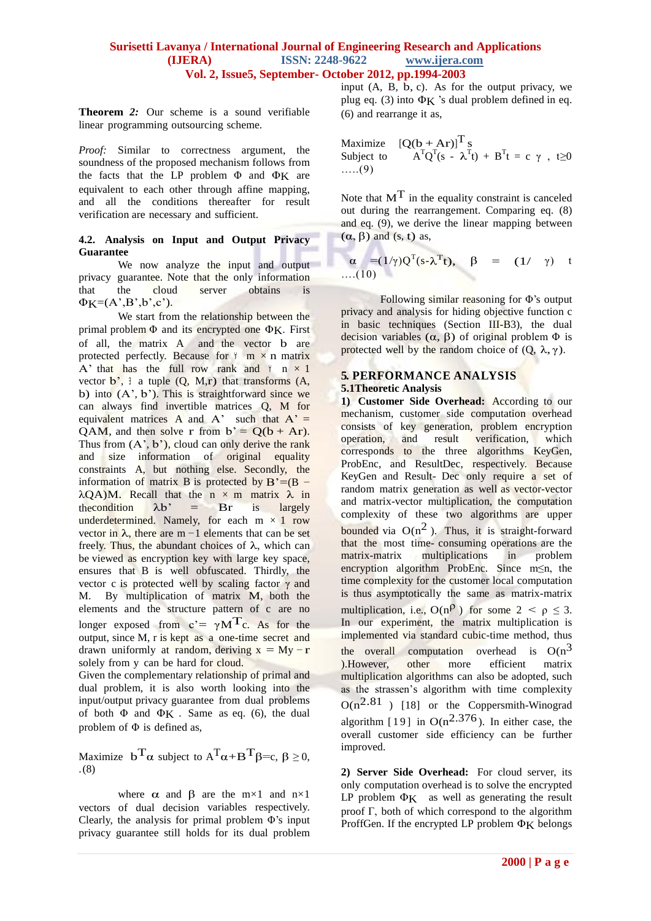**Theorem** *2:* Our scheme is a sound verifiable linear programming outsourcing scheme.

*Proof:* Similar to correctness argument, the soundness of the proposed mechanism follows from the facts that the LP problem $\Phi$ and $\Phi_K$ are equivalent to each other through affine mapping, and all the conditions thereafter for result verification are necessary and sufficient.

### 4.2. Analysis on Input and Output Privacy Guarantee

We now analyze the input and output privacy guarantee. Note that the only information that the cloud server obtains is $\Phi_K=(A', B', b', c')$.

We start from the relationship between the primal problem $\Phi$ and its encrypted one $\Phi_K$. First of all, the matrix A and the vector b are protected perfectly. Because for $\forall$ $m \times n$ matrix A' that has the full row rank and $\forall$ $n \times 1$ vector b', $\exists$ a tuple (Q, M,r) that transforms (A, b) into (A', b'). This is straightforward since we can always find invertible matrices Q, M for equivalent matrices A and A' such that $A' = QAM$, and then solve r from $b' = Q(b + Ar)$. Thus from (A', b'), cloud can only derive the rank and size information of original equality constraints A, but nothing else. Secondly, the information of matrix B is protected by $B'=(B - \lambda QA)M$. Recall that the $n \times m$ matrix $\lambda$ in thecondition $\lambda b' = Br$ is largely underdetermined. Namely, for each $m \times 1$ row vector in $\lambda$, there are $m - 1$ elements that can be set freely. Thus, the abundant choices of $\lambda$, which can be viewed as encryption key with large key space, ensures that B is well obfuscated. Thirdly, the vector c is protected well by scaling factor $\gamma$ and M. By multiplication of matrix M, both the elements and the structure pattern of c are no longer exposed from $c'= \gamma M^T c$. As for the output, since M, r is kept as a one-time secret and drawn uniformly at random, deriving $x = My - r$ solely from y can be hard for cloud.

Given the complementary relationship of primal and dual problem, it is also worth looking into the input/output privacy guarantee from dual problems of both $\Phi$ and $\Phi_K$. Same as eq. (6), the dual problem of $\Phi$ is defined as,

$$\text{Maximize } b^T\alpha \text{ subject to } A^T\alpha+B^T\beta=c,\ \beta \geq 0, \quad (8)$$

where $\alpha$ and $\beta$ are the $m\times1$ and $n\times1$ vectors of dual decision variables respectively. Clearly, the analysis for primal problem $\Phi$'s input privacy guarantee still holds for its dual problem input (A, B, b, c). As for the output privacy, we plug eq. (3) into $\Phi_K$ 's dual problem defined in eq. (6) and rearrange it as,

$$\begin{aligned}&\text{Maximize } [Q(b + Ar)]^T s\\ &\text{Subject to } A^TQ^T(s - \lambda^Tt) + B^Tt = c\gamma,\ t\geq 0 \quad \ldots(9)\end{aligned}$$

Note that $M^T$ in the equality constraint is canceled out during the rearrangement. Comparing eq. (8) and eq. (9), we derive the linear mapping between $(\alpha, \beta)$ and (s, t) as,

$$\alpha = (1/\gamma)Q^T(s-\lambda^T t),\quad \beta = (1/\gamma)\, t \quad \ldots(10)$$

Following similar reasoning for $\Phi$'s output privacy and analysis for hiding objective function c in basic techniques (Section III-B3), the dual decision variables $(\alpha, \beta)$ of original problem $\Phi$ is protected well by the random choice of $(Q, \lambda, \gamma)$.

## 5. PERFORMANCE ANALYSIS

### 5.1Theoretic Analysis

**1) Customer Side Overhead:** According to our mechanism, customer side computation overhead consists of key generation, problem encryption operation, and result verification, which corresponds to the three algorithms KeyGen, ProbEnc, and ResultDec, respectively. Because KeyGen and Result- Dec only require a set of random matrix generation as well as vector-vector and matrix-vector multiplication, the computation complexity of these two algorithms are upper bounded via $O(n^2)$. Thus, it is straight-forward that the most time- consuming operations are the matrix-matrix multiplications in problem encryption algorithm ProbEnc. Since $m\leq n$, the time complexity for the customer local computation is thus asymptotically the same as matrix-matrix multiplication, i.e., $O(n^\rho)$ for some $2 < \rho \leq 3$. In our experiment, the matrix multiplication is implemented via standard cubic-time method, thus the overall computation overhead is $O(n^3)$.However, other more efficient matrix multiplication algorithms can also be adopted, such as the strassen's algorithm with time complexity $O(n^{2.81})$ [18] or the Coppersmith-Winograd algorithm [19] in $O(n^{2.376})$. In either case, the overall customer side efficiency can be further improved.

**2) Server Side Overhead:** For cloud server, its only computation overhead is to solve the encrypted LP problem $\Phi_K$ as well as generating the result proof $\Gamma$, both of which correspond to the algorithm ProffGen. If the encrypted LP problem $\Phi_K$ belongs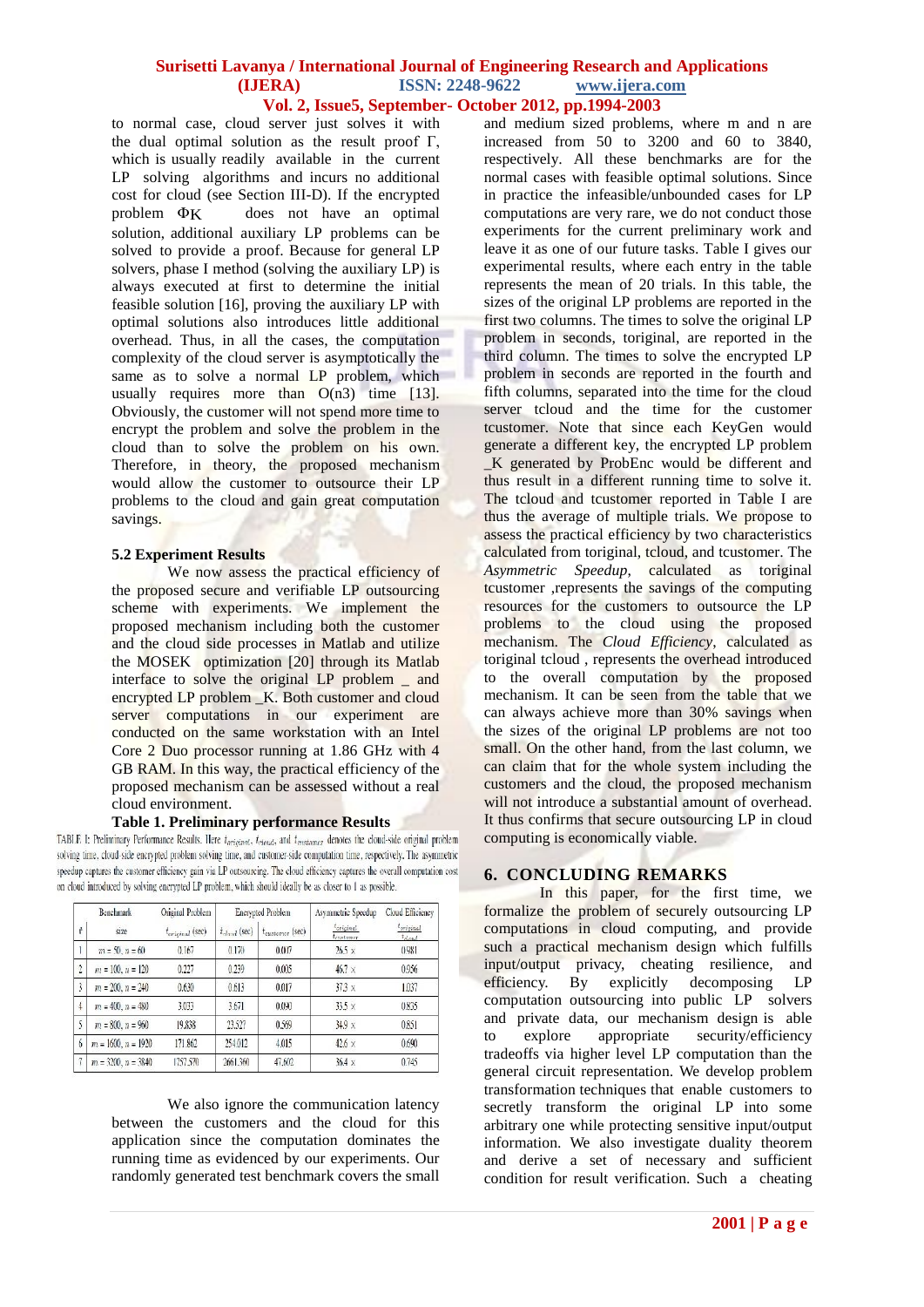to normal case, cloud server just solves it with the dual optimal solution as the result proof Γ, which is usually readily available in the current LP solving algorithms and incurs no additional cost for cloud (see Section III-D). If the encrypted problem $\Phi_K$ does not have an optimal solution, additional auxiliary LP problems can be solved to provide a proof. Because for general LP solvers, phase I method (solving the auxiliary LP) is always executed at first to determine the initial feasible solution [16], proving the auxiliary LP with optimal solutions also introduces little additional overhead. Thus, in all the cases, the computation complexity of the cloud server is asymptotically the same as to solve a normal LP problem, which usually requires more than O(n3) time [13]. Obviously, the customer will not spend more time to encrypt the problem and solve the problem in the cloud than to solve the problem on his own. Therefore, in theory, the proposed mechanism would allow the customer to outsource their LP problems to the cloud and gain great computation savings.

### 5.2 Experiment Results

We now assess the practical efficiency of the proposed secure and verifiable LP outsourcing scheme with experiments. We implement the proposed mechanism including both the customer and the cloud side processes in Matlab and utilize the MOSEK optimization [20] through its Matlab interface to solve the original LP problem _ and encrypted LP problem _K. Both customer and cloud server computations in our experiment are conducted on the same workstation with an Intel Core 2 Duo processor running at 1.86 GHz with 4 GB RAM. In this way, the practical efficiency of the proposed mechanism can be assessed without a real cloud environment.

**Table 1. Preliminary performance Results**

TABLE I: Preliminary Performance Results. Here $t_{original}$, $t_{cloud}$, and $t_{customer}$ denotes the cloud-side original problem solving time, cloud-side encrypted problem solving time, and customer-side computation time, respectively. The asymmetric speedup captures the customer efficiency gain via LP outsourcing. The cloud efficiency captures the overall computation cost on cloud introduced by solving encrypted LP problem, which should ideally be as closer to 1 as possible.

| # | Benchmark size | Original Problem $t_{original}$ (sec) | Encrypted Problem $t_{cloud}$ (sec) | Encrypted Problem $t_{customer}$ (sec) | Asymmetric Speedup $\frac{t_{original}}{t_{customer}}$ | Cloud Efficiency $\frac{t_{original}}{t_{cloud}}$ |
|---|---|---|---|---|---|---|
| 1 | $m = 50, n = 60$ | 0.167 | 0.170 | 0.007 | 26.5 × | 0.981 |
| 2 | $m = 100, n = 120$ | 0.227 | 0.239 | 0.005 | 46.7 × | 0.956 |
| 3 | $m = 200, n = 240$ | 0.630 | 0.613 | 0.017 | 37.3 × | 1.037 |
| 4 | $m = 400, n = 480$ | 3.033 | 3.671 | 0.090 | 33.5 × | 0.835 |
| 5 | $m = 800, n = 960$ | 19.838 | 23.527 | 0.569 | 34.9 × | 0.851 |
| 6 | $m = 1600, n = 1920$ | 171.862 | 254.012 | 4.015 | 42.6 × | 0.690 |
| 7 | $m = 3200, n = 3840$ | 1757.570 | 2661.360 | 47.602 | 36.4 × | 0.745 |

We also ignore the communication latency between the customers and the cloud for this application since the computation dominates the running time as evidenced by our experiments. Our randomly generated test benchmark covers the small and medium sized problems, where m and n are increased from 50 to 3200 and 60 to 3840, respectively. All these benchmarks are for the normal cases with feasible optimal solutions. Since in practice the infeasible/unbounded cases for LP computations are very rare, we do not conduct those experiments for the current preliminary work and leave it as one of our future tasks. Table I gives our experimental results, where each entry in the table represents the mean of 20 trials. In this table, the sizes of the original LP problems are reported in the first two columns. The times to solve the original LP problem in seconds, toriginal, are reported in the third column. The times to solve the encrypted LP problem in seconds are reported in the fourth and fifth columns, separated into the time for the cloud server tcloud and the time for the customer tcustomer. Note that since each KeyGen would generate a different key, the encrypted LP problem _K generated by ProbEnc would be different and thus result in a different running time to solve it. The tcloud and tcustomer reported in Table I are thus the average of multiple trials. We propose to assess the practical efficiency by two characteristics calculated from toriginal, tcloud, and tcustomer. The *Asymmetric Speedup*, calculated as toriginal tcustomer ,represents the savings of the computing resources for the customers to outsource the LP problems to the cloud using the proposed mechanism. The *Cloud Efficiency*, calculated as toriginal tcloud , represents the overhead introduced to the overall computation by the proposed mechanism. It can be seen from the table that we can always achieve more than 30% savings when the sizes of the original LP problems are not too small. On the other hand, from the last column, we can claim that for the whole system including the customers and the cloud, the proposed mechanism will not introduce a substantial amount of overhead. It thus confirms that secure outsourcing LP in cloud computing is economically viable.

## 6. CONCLUDING REMARKS

In this paper, for the first time, we formalize the problem of securely outsourcing LP computations in cloud computing, and provide such a practical mechanism design which fulfills input/output privacy, cheating resilience, and efficiency. By explicitly decomposing LP computation outsourcing into public LP solvers and private data, our mechanism design is able to explore appropriate security/efficiency tradeoffs via higher level LP computation than the general circuit representation. We develop problem transformation techniques that enable customers to secretly transform the original LP into some arbitrary one while protecting sensitive input/output information. We also investigate duality theorem and derive a set of necessary and sufficient condition for result verification. Such a cheating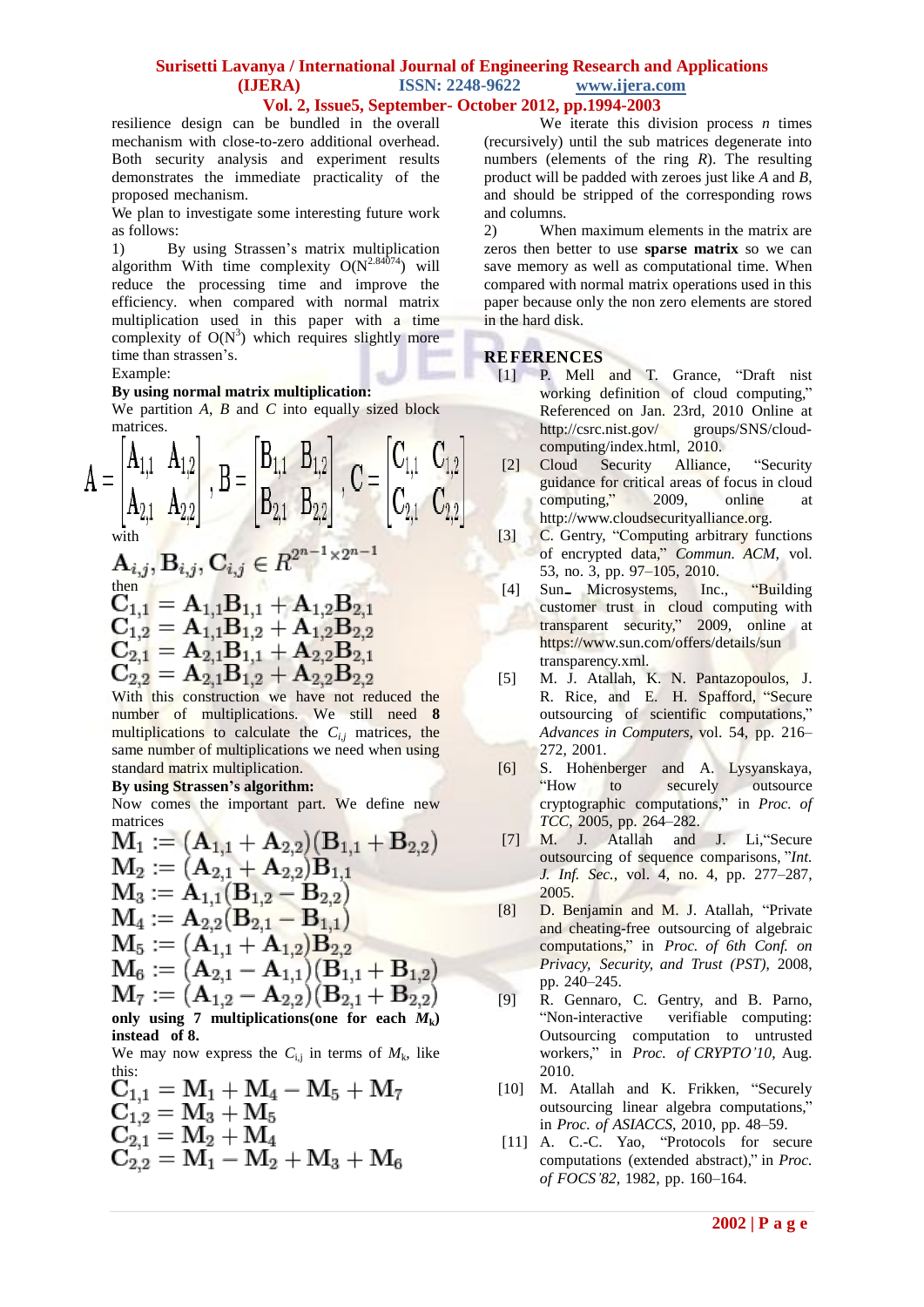resilience design can be bundled in the overall mechanism with close-to-zero additional overhead. Both security analysis and experiment results demonstrates the immediate practicality of the proposed mechanism.

We plan to investigate some interesting future work as follows:

1) By using Strassen's matrix multiplication algorithm With time complexity $O(N^{2.84074})$ will reduce the processing time and improve the efficiency. when compared with normal matrix multiplication used in this paper with a time complexity of $O(N^3)$ which requires slightly more time than strassen's.

Example:

**By using normal matrix multiplication:**

We partition $A$, $B$ and $C$ into equally sized block matrices.

$$A = \begin{bmatrix} A_{1,1} & A_{1,2} \\ A_{2,1} & A_{2,2} \end{bmatrix}, B = \begin{bmatrix} B_{1,1} & B_{1,2} \\ B_{2,1} & B_{2,2} \end{bmatrix}, C = \begin{bmatrix} C_{1,1} & C_{1,2} \\ C_{2,1} & C_{2,2} \end{bmatrix}$$

with

$$\mathbf{A}_{i,j}, \mathbf{B}_{i,j}, \mathbf{C}_{i,j} \in R^{2^{n-1} \times 2^{n-1}}$$

then

$$\mathbf{C}_{1,1} = \mathbf{A}_{1,1}\mathbf{B}_{1,1} + \mathbf{A}_{1,2}\mathbf{B}_{2,1}$$
$$\mathbf{C}_{1,2} = \mathbf{A}_{1,1}\mathbf{B}_{1,2} + \mathbf{A}_{1,2}\mathbf{B}_{2,2}$$
$$\mathbf{C}_{2,1} = \mathbf{A}_{2,1}\mathbf{B}_{1,1} + \mathbf{A}_{2,2}\mathbf{B}_{2,1}$$
$$\mathbf{C}_{2,2} = \mathbf{A}_{2,1}\mathbf{B}_{1,2} + \mathbf{A}_{2,2}\mathbf{B}_{2,2}$$

With this construction we have not reduced the number of multiplications. We still need **8** multiplications to calculate the $C_{i,j}$ matrices, the same number of multiplications we need when using standard matrix multiplication.

**By using Strassen's algorithm:**

Now comes the important part. We define new matrices

$$\mathbf{M}_1 := (\mathbf{A}_{1,1} + \mathbf{A}_{2,2})(\mathbf{B}_{1,1} + \mathbf{B}_{2,2})$$
$$\mathbf{M}_2 := (\mathbf{A}_{2,1} + \mathbf{A}_{2,2})\mathbf{B}_{1,1}$$
$$\mathbf{M}_3 := \mathbf{A}_{1,1}(\mathbf{B}_{1,2} - \mathbf{B}_{2,2})$$
$$\mathbf{M}_4 := \mathbf{A}_{2,2}(\mathbf{B}_{2,1} - \mathbf{B}_{1,1})$$
$$\mathbf{M}_5 := (\mathbf{A}_{1,1} + \mathbf{A}_{1,2})\mathbf{B}_{2,2}$$
$$\mathbf{M}_6 := (\mathbf{A}_{2,1} - \mathbf{A}_{1,1})(\mathbf{B}_{1,1} + \mathbf{B}_{1,2})$$
$$\mathbf{M}_7 := (\mathbf{A}_{1,2} - \mathbf{A}_{2,2})(\mathbf{B}_{2,1} + \mathbf{B}_{2,2})$$

**only using 7 multiplications(one for each $M_k$) instead of 8.**

We may now express the $C_{i,j}$ in terms of $M_k$, like this:

$$\mathbf{C}_{1,1} = \mathbf{M}_1 + \mathbf{M}_4 - \mathbf{M}_5 + \mathbf{M}_7$$
$$\mathbf{C}_{1,2} = \mathbf{M}_3 + \mathbf{M}_5$$
$$\mathbf{C}_{2,1} = \mathbf{M}_2 + \mathbf{M}_4$$
$$\mathbf{C}_{2,2} = \mathbf{M}_1 - \mathbf{M}_2 + \mathbf{M}_3 + \mathbf{M}_6$$

We iterate this division process $n$ times (recursively) until the sub matrices degenerate into numbers (elements of the ring $R$). The resulting product will be padded with zeroes just like $A$ and $B$, and should be stripped of the corresponding rows and columns.

2) When maximum elements in the matrix are zeros then better to use **sparse matrix** so we can save memory as well as computational time. When compared with normal matrix operations used in this paper because only the non zero elements are stored in the hard disk.

## REFERENCES

[1] P. Mell and T. Grance, "Draft nist working definition of cloud computing," Referenced on Jan. 23rd, 2010 Online at http://csrc.nist.gov/ groups/SNS/cloud-computing/index.html, 2010.

[2] Cloud Security Alliance, "Security guidance for critical areas of focus in cloud computing," 2009, online at http://www.cloudsecurityalliance.org.

[3] C. Gentry, "Computing arbitrary functions of encrypted data," *Commun. ACM*, vol. 53, no. 3, pp. 97–105, 2010.

[4] Sun_ Microsystems, Inc., "Building customer trust in cloud computing with transparent security," 2009, online at https://www.sun.com/offers/details/sun transparency.xml.

[5] M. J. Atallah, K. N. Pantazopoulos, J. R. Rice, and E. H. Spafford, "Secure outsourcing of scientific computations," *Advances in Computers*, vol. 54, pp. 216–272, 2001.

[6] S. Hohenberger and A. Lysyanskaya, "How to securely outsource cryptographic computations," in *Proc. of TCC*, 2005, pp. 264–282.

[7] M. J. Atallah and J. Li,"Secure outsourcing of sequence comparisons, "*Int. J. Inf. Sec.*, vol. 4, no. 4, pp. 277–287, 2005.

[8] D. Benjamin and M. J. Atallah, "Private and cheating-free outsourcing of algebraic computations," in *Proc. of 6th Conf. on Privacy, Security, and Trust (PST)*, 2008, pp. 240–245.

[9] R. Gennaro, C. Gentry, and B. Parno, "Non-interactive verifiable computing: Outsourcing computation to untrusted workers," in *Proc. of CRYPTO'10*, Aug. 2010.

[10] M. Atallah and K. Frikken, "Securely outsourcing linear algebra computations," in *Proc. of ASIACCS*, 2010, pp. 48–59.

[11] A. C.-C. Yao, "Protocols for secure computations (extended abstract)," in *Proc. of FOCS'82*, 1982, pp. 160–164.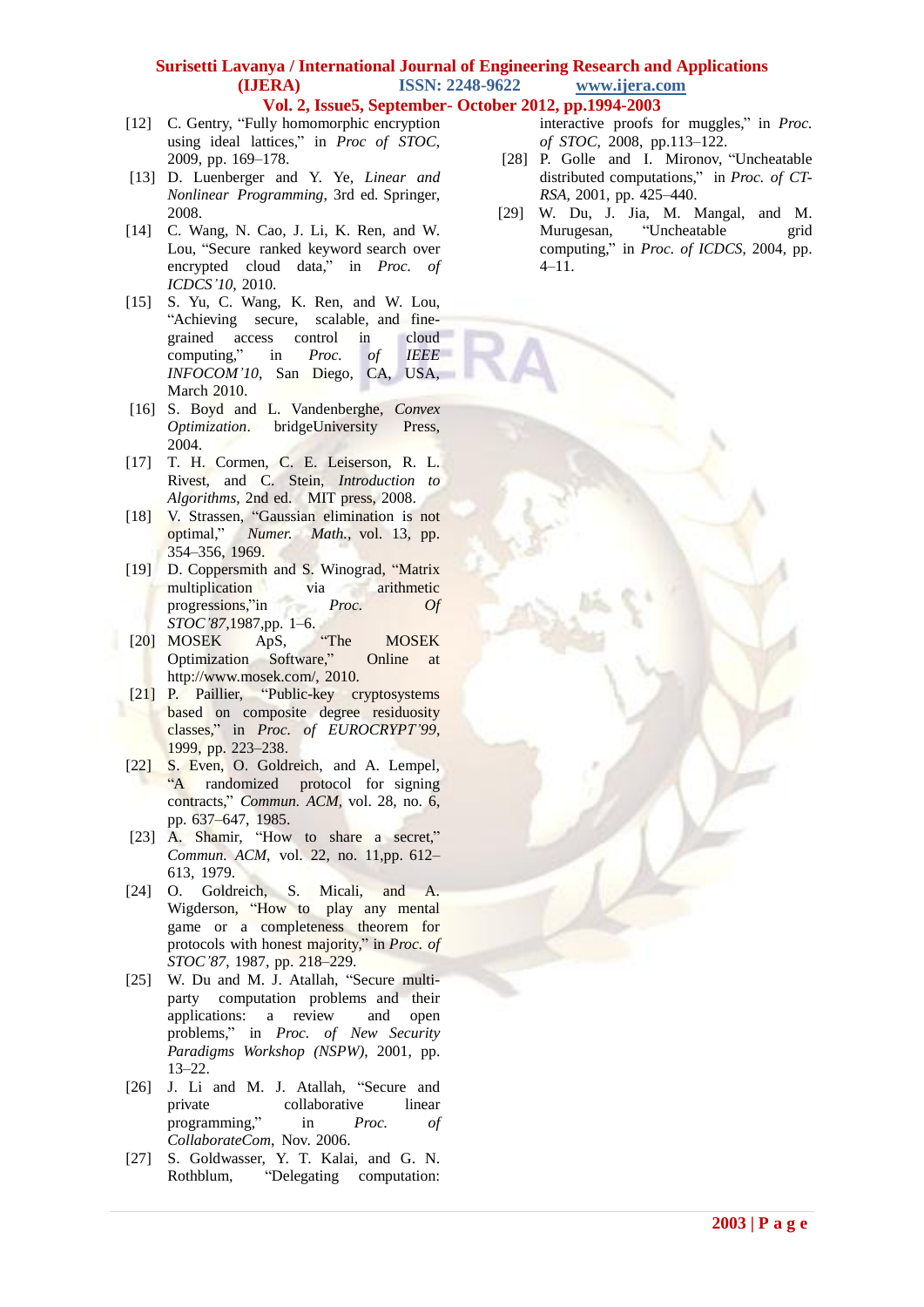[12] C. Gentry, "Fully homomorphic encryption using ideal lattices," in *Proc of STOC*, 2009, pp. 169–178.

[13] D. Luenberger and Y. Ye, *Linear and Nonlinear Programming*, 3rd ed. Springer, 2008.

[14] C. Wang, N. Cao, J. Li, K. Ren, and W. Lou, "Secure ranked keyword search over encrypted cloud data," in *Proc. of ICDCS'10*, 2010.

[15] S. Yu, C. Wang, K. Ren, and W. Lou, "Achieving secure, scalable, and fine-grained access control in cloud computing," in *Proc. of IEEE INFOCOM'10*, San Diego, CA, USA, March 2010.

[16] S. Boyd and L. Vandenberghe, *Convex Optimization*. bridgeUniversity Press, 2004.

[17] T. H. Cormen, C. E. Leiserson, R. L. Rivest, and C. Stein, *Introduction to Algorithms*, 2nd ed. MIT press, 2008.

[18] V. Strassen, "Gaussian elimination is not optimal," *Numer. Math.*, vol. 13, pp. 354–356, 1969.

[19] D. Coppersmith and S. Winograd, "Matrix multiplication via arithmetic progressions,"in *Proc. Of STOC'87*,1987,pp. 1–6.

[20] MOSEK ApS, "The MOSEK Optimization Software," Online at http://www.mosek.com/, 2010.

[21] P. Paillier, "Public-key cryptosystems based on composite degree residuosity classes," in *Proc. of EUROCRYPT'99*, 1999, pp. 223–238.

[22] S. Even, O. Goldreich, and A. Lempel, "A randomized protocol for signing contracts," *Commun. ACM*, vol. 28, no. 6, pp. 637–647, 1985.

[23] A. Shamir, "How to share a secret," *Commun. ACM*, vol. 22, no. 11,pp. 612–613, 1979.

[24] O. Goldreich, S. Micali, and A. Wigderson, "How to play any mental game or a completeness theorem for protocols with honest majority," in *Proc. of STOC'87*, 1987, pp. 218–229.

[25] W. Du and M. J. Atallah, "Secure multi-party computation problems and their applications: a review and open problems," in *Proc. of New Security Paradigms Workshop (NSPW)*, 2001, pp. 13–22.

[26] J. Li and M. J. Atallah, "Secure and private collaborative linear programming," in *Proc. of CollaborateCom*, Nov. 2006.

[27] S. Goldwasser, Y. T. Kalai, and G. N. Rothblum, "Delegating computation: interactive proofs for muggles," in *Proc. of STOC*, 2008, pp.113–122.

[28] P. Golle and I. Mironov, "Uncheatable distributed computations," in *Proc. of CT-RSA*, 2001, pp. 425–440.

[29] W. Du, J. Jia, M. Mangal, and M. Murugesan, "Uncheatable grid computing," in *Proc. of ICDCS*, 2004, pp. 4–11.